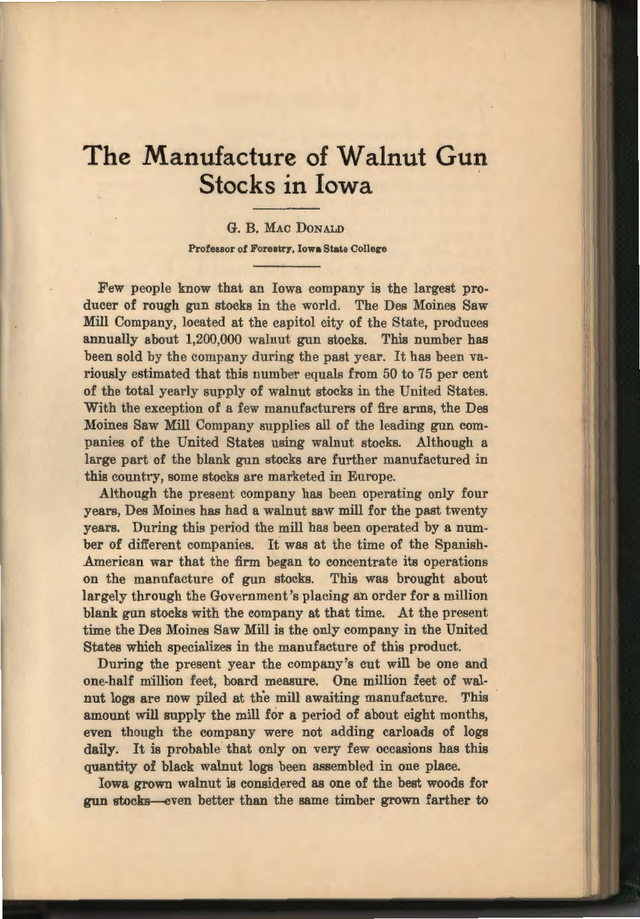# The Manufacture of Walnut Gun Stocks in Iowa

G. B. MAC DONALD

**Professor of Forestry, Iowa State College**

Few people know that an Iowa company is the largest producer of rough gun stocks in the world. The Des Moines Saw Mill Company, located at the capitol city of the State, produces annually about 1,200,000 walnut gun stocks. This number has been sold by the company during the past year. It has been variously estimated that this number equals from 50 to 75 per cent of the total yearly supply of walnut stocks in the United States. With the exception of a few manufacturers of fire arms, the Des Moines Saw Mill Company supplies all of the leading gun companies of the United States using walnut stocks. Although a large part of the blank gun stocks are further manufactured in this country, some stocks are marketed in Europe.

Although the present company has been operating only four years, Des Moines has had a walnut saw mill for the past twenty years. During this period the mill has been operated by a number of different companies. It was at the time of the Spanish-American war that the firm began to concentrate its operations on the manufacture of gun stocks. This was brought about largely through the Government's placing an order for a million blank gun stocks with the company at that time. At the present time the Des Moines Saw Mill is the only company in the United States which specializes in the manufacture of this product.

During the present year the company's cut will be one and one-half million feet, board measure. One million feet of walnut logs are now piled at the mill awaiting manufacture. This amount will supply the mill for a period of about eight months, even though the company were not adding carloads of logs daily. It is probable that only on very few occasions has this quantity of black walnut logs been assembled in one place.

Iowa grown walnut is considered as one of the best woods for gun stocks—even better than the same timber grown farther to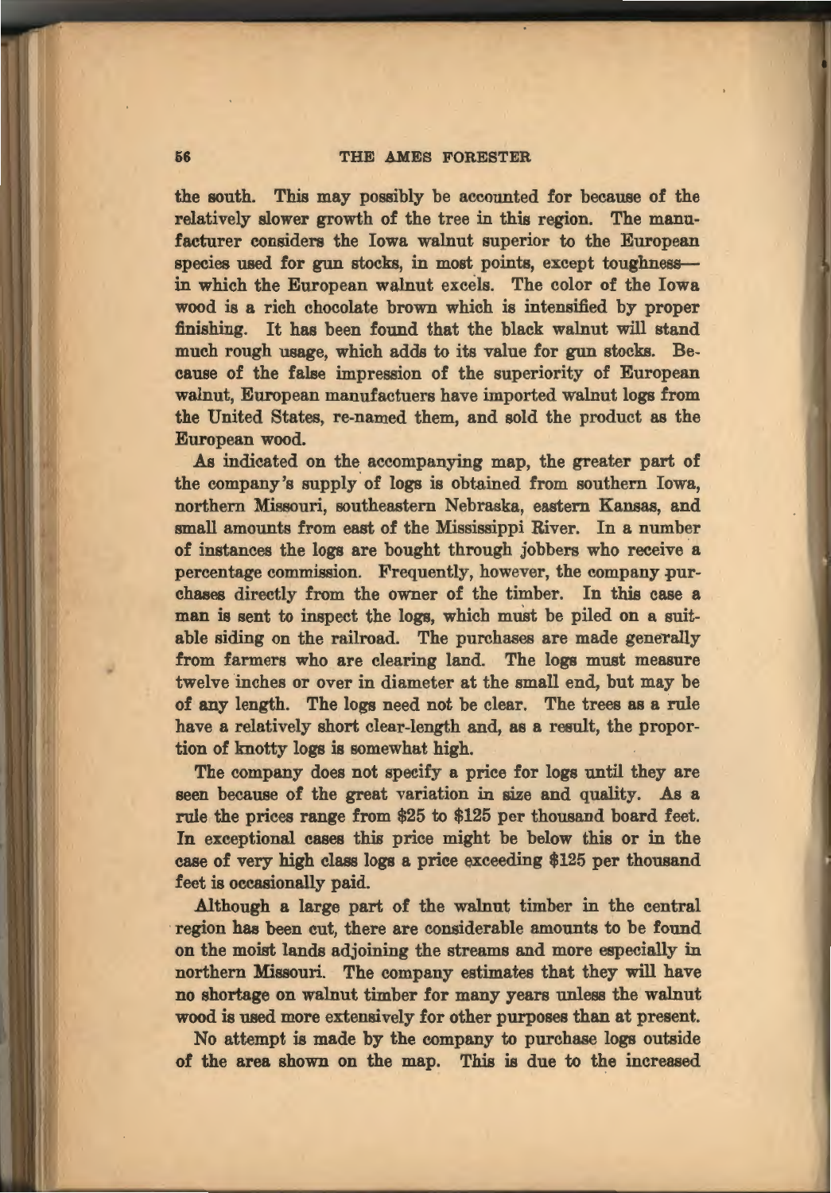the south. This may possibly be accounted for because of the relatively slower growth of the tree in this region. The manufacturer considers the Iowa walnut superior to the European species used for gun stocks, in most points, except toughness—in which the European walnut excels. The color of the Iowa wood is a rich chocolate brown which is intensified by proper finishing. It has been found that the black walnut will stand much rough usage, which adds to its value for gun stocks. Because of the false impression of the superiority of European walnut, European manufactuers have imported walnut logs from the United States, re-named them, and sold the product as the European wood.

As indicated on the accompanying map, the greater part of the company's supply of logs is obtained from southern Iowa, northern Missouri, southeastern Nebraska, eastern Kansas, and small amounts from east of the Mississippi River. In a number of instances the logs are bought through jobbers who receive a percentage commission. Frequently, however, the company purchases directly from the owner of the timber. In this case a man is sent to inspect the logs, which must be piled on a suitable siding on the railroad. The purchases are made generally from farmers who are clearing land. The logs must measure twelve inches or over in diameter at the small end, but may be of any length. The logs need not be clear. The trees as a rule have a relatively short clear-length and, as a result, the proportion of knotty logs is somewhat high.

The company does not specify a price for logs until they are seen because of the great variation in size and quality. As a rule the prices range from $25 to $125 per thousand board feet. In exceptional cases this price might be below this or in the case of very high class logs a price exceeding $125 per thousand feet is occasionally paid.

Although a large part of the walnut timber in the central region has been cut, there are considerable amounts to be found on the moist lands adjoining the streams and more especially in northern Missouri. The company estimates that they will have no shortage on walnut timber for many years unless the walnut wood is used more extensively for other purposes than at present.

No attempt is made by the company to purchase logs outside of the area shown on the map. This is due to the increased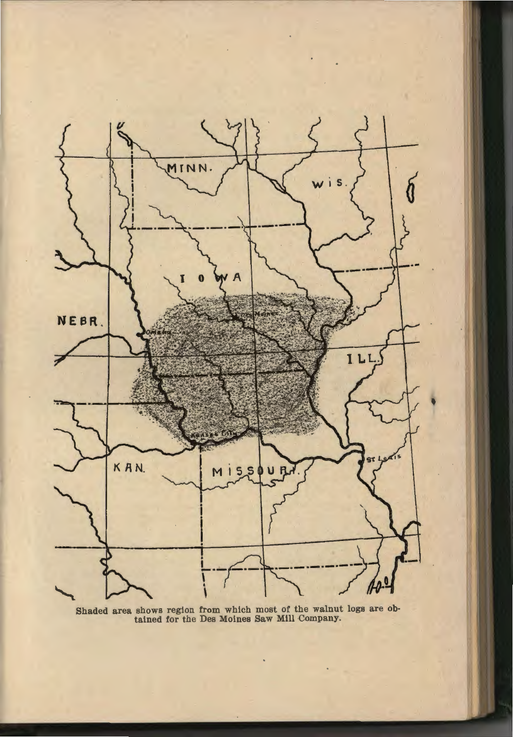Shaded area shows region from which most of the walnut logs are obtained for the Des Moines Saw Mill Company.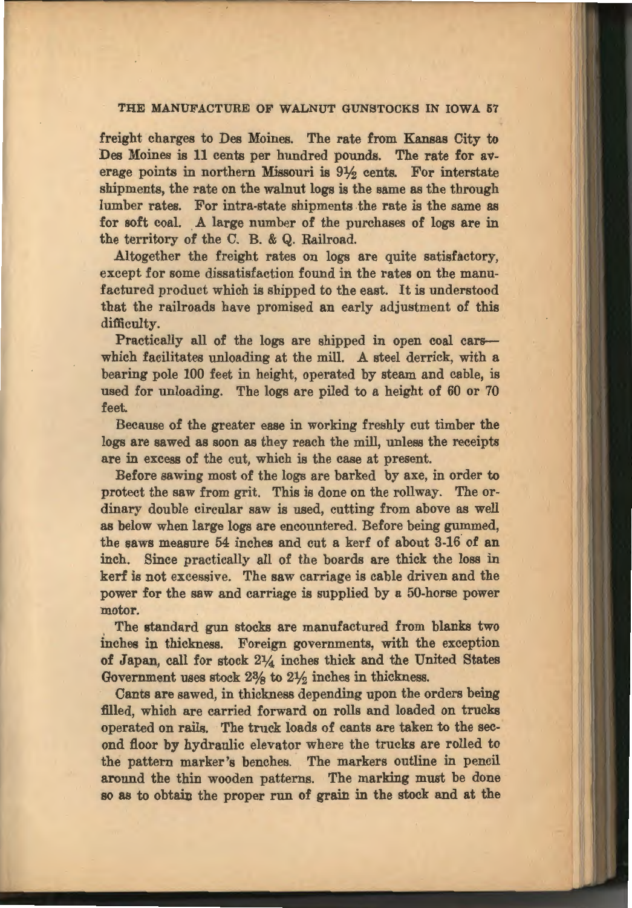freight charges to Des Moines. The rate from Kansas City to Des Moines is 11 cents per hundred pounds. The rate for average points in northern Missouri is 9½ cents. For interstate shipments, the rate on the walnut logs is the same as the through lumber rates. For intra-state shipments the rate is the same as for soft coal. A large number of the purchases of logs are in the territory of the C. B. & Q. Railroad.

Altogether the freight rates on logs are quite satisfactory, except for some dissatisfaction found in the rates on the manufactured product which is shipped to the east. It is understood that the railroads have promised an early adjustment of this difficulty.

Practically all of the logs are shipped in open coal cars—which facilitates unloading at the mill. A steel derrick, with a bearing pole 100 feet in height, operated by steam and cable, is used for unloading. The logs are piled to a height of 60 or 70 feet.

Because of the greater ease in working freshly cut timber the logs are sawed as soon as they reach the mill, unless the receipts are in excess of the cut, which is the case at present.

Before sawing most of the logs are barked by axe, in order to protect the saw from grit. This is done on the rollway. The ordinary double circular saw is used, cutting from above as well as below when large logs are encountered. Before being gummed, the saws measure 54 inches and cut a kerf of about 3-16 of an inch. Since practically all of the boards are thick the loss in kerf is not excessive. The saw carriage is cable driven and the power for the saw and carriage is supplied by a 50-horse power motor.

The standard gun stocks are manufactured from blanks two inches in thickness. Foreign governments, with the exception of Japan, call for stock 2¼ inches thick and the United States Government uses stock 2⅜ to 2½ inches in thickness.

Cants are sawed, in thickness depending upon the orders being filled, which are carried forward on rolls and loaded on trucks operated on rails. The truck loads of cants are taken to the second floor by hydraulic elevator where the trucks are rolled to the pattern marker's benches. The markers outline in pencil around the thin wooden patterns. The marking must be done so as to obtain the proper run of grain in the stock and at the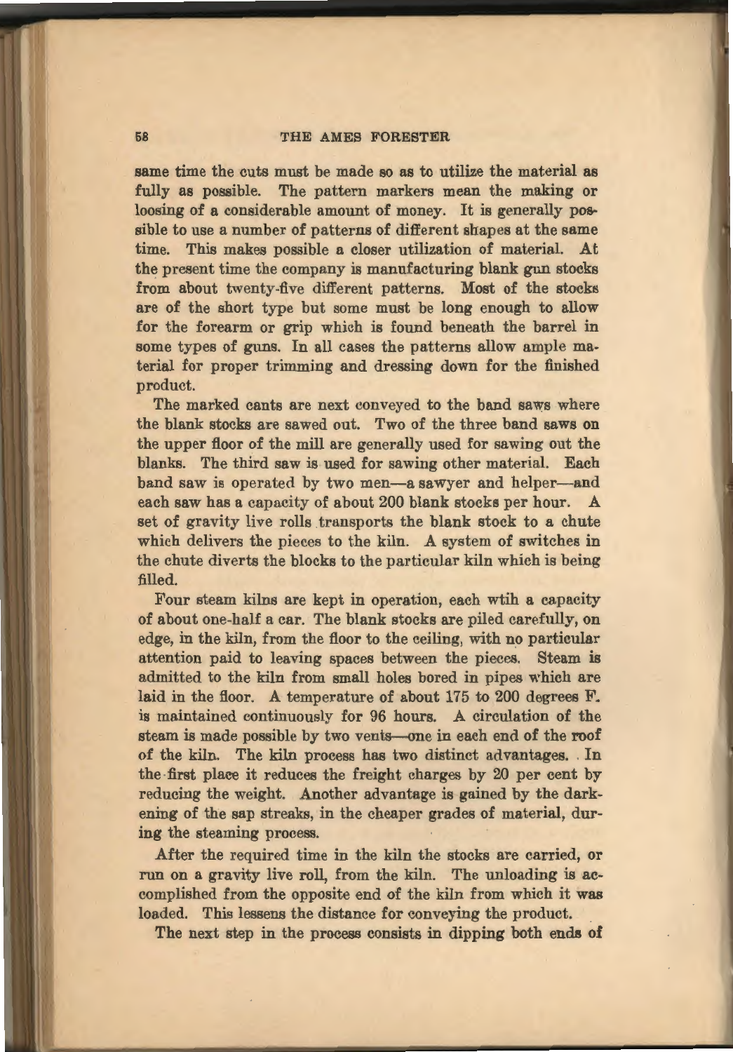same time the cuts must be made so as to utilize the material as fully as possible. The pattern markers mean the making or loosing of a considerable amount of money. It is generally possible to use a number of patterns of different shapes at the same time. This makes possible a closer utilization of material. At the present time the company is manufacturing blank gun stocks from about twenty-five different patterns. Most of the stocks are of the short type but some must be long enough to allow for the forearm or grip which is found beneath the barrel in some types of guns. In all cases the patterns allow ample material for proper trimming and dressing down for the finished product.

The marked cants are next conveyed to the band saws where the blank stocks are sawed out. Two of the three band saws on the upper floor of the mill are generally used for sawing out the blanks. The third saw is used for sawing other material. Each band saw is operated by two men—a sawyer and helper—and each saw has a capacity of about 200 blank stocks per hour. A set of gravity live rolls transports the blank stock to a chute which delivers the pieces to the kiln. A system of switches in the chute diverts the blocks to the particular kiln which is being filled.

Four steam kilns are kept in operation, each wtih a capacity of about one-half a car. The blank stocks are piled carefully, on edge, in the kiln, from the floor to the ceiling, with no particular attention paid to leaving spaces between the pieces. Steam is admitted to the kiln from small holes bored in pipes which are laid in the floor. A temperature of about 175 to 200 degrees F. is maintained continuously for 96 hours. A circulation of the steam is made possible by two vents—one in each end of the roof of the kiln. The kiln process has two distinct advantages. In the first place it reduces the freight charges by 20 per cent by reducing the weight. Another advantage is gained by the darkening of the sap streaks, in the cheaper grades of material, during the steaming process.

After the required time in the kiln the stocks are carried, or run on a gravity live roll, from the kiln. The unloading is accomplished from the opposite end of the kiln from which it was loaded. This lessens the distance for conveying the product.

The next step in the process consists in dipping both ends of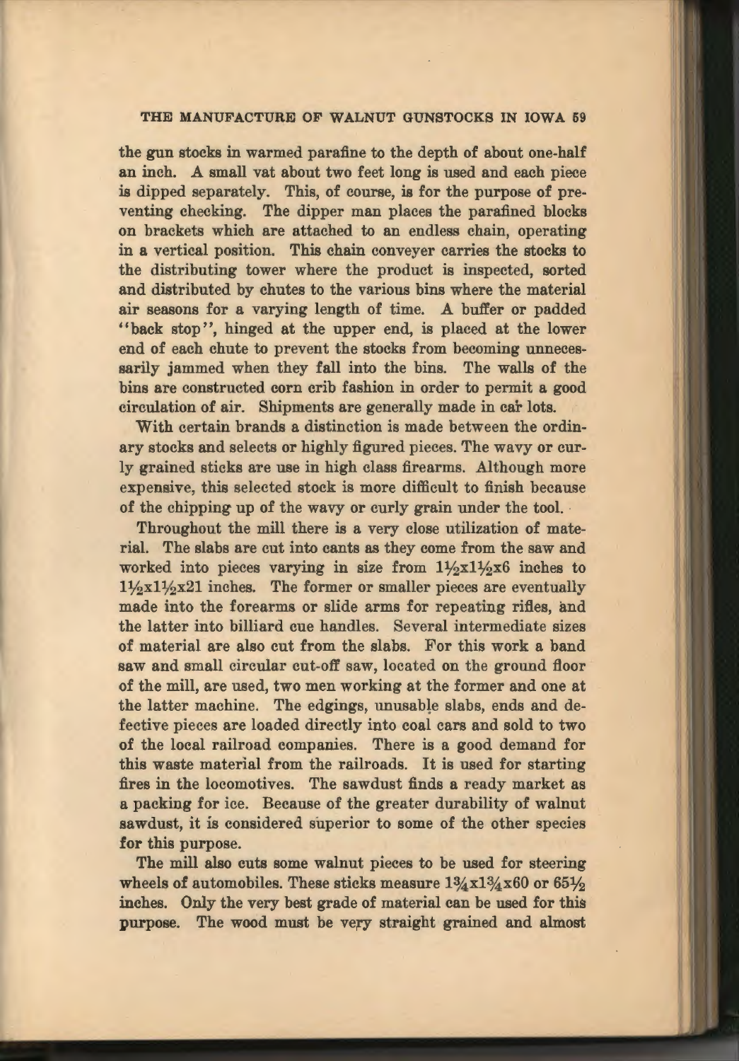the gun stocks in warmed parafine to the depth of about one-half an inch. A small vat about two feet long is used and each piece is dipped separately. This, of course, is for the purpose of preventing checking. The dipper man places the parafined blocks on brackets which are attached to an endless chain, operating in a vertical position. This chain conveyer carries the stocks to the distributing tower where the product is inspected, sorted and distributed by chutes to the various bins where the material air seasons for a varying length of time. A buffer or padded "back stop", hinged at the upper end, is placed at the lower end of each chute to prevent the stocks from becoming unnecessarily jammed when they fall into the bins. The walls of the bins are constructed corn crib fashion in order to permit a good circulation of air. Shipments are generally made in car lots.

With certain brands a distinction is made between the ordinary stocks and selects or highly figured pieces. The wavy or curly grained sticks are use in high class firearms. Although more expensive, this selected stock is more difficult to finish because of the chipping up of the wavy or curly grain under the tool.

Throughout the mill there is a very close utilization of material. The slabs are cut into cants as they come from the saw and worked into pieces varying in size from 1½x1½x6 inches to 1½x1½x21 inches. The former or smaller pieces are eventually made into the forearms or slide arms for repeating rifles, and the latter into billiard cue handles. Several intermediate sizes of material are also cut from the slabs. For this work a band saw and small circular cut-off saw, located on the ground floor of the mill, are used, two men working at the former and one at the latter machine. The edgings, unusable slabs, ends and defective pieces are loaded directly into coal cars and sold to two of the local railroad companies. There is a good demand for this waste material from the railroads. It is used for starting fires in the locomotives. The sawdust finds a ready market as a packing for ice. Because of the greater durability of walnut sawdust, it is considered superior to some of the other species for this purpose.

The mill also cuts some walnut pieces to be used for steering wheels of automobiles. These sticks measure 1¾x1¾x60 or 65½ inches. Only the very best grade of material can be used for this purpose. The wood must be very straight grained and almost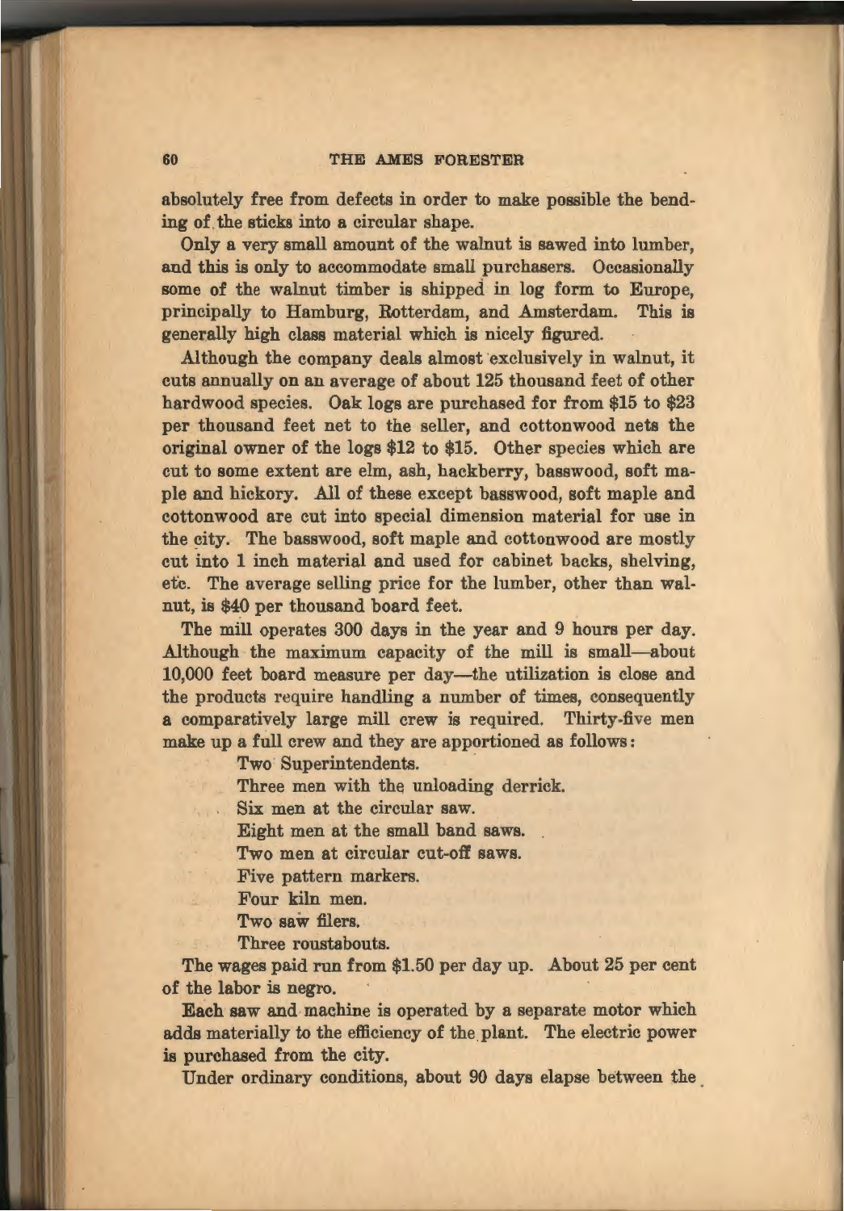absolutely free from defects in order to make possible the bending of the sticks into a circular shape.

Only a very small amount of the walnut is sawed into lumber, and this is only to accommodate small purchasers. Occasionally some of the walnut timber is shipped in log form to Europe, principally to Hamburg, Rotterdam, and Amsterdam. This is generally high class material which is nicely figured.

Although the company deals almost exclusively in walnut, it cuts annually on an average of about 125 thousand feet of other hardwood species. Oak logs are purchased for from $15 to $23 per thousand feet net to the seller, and cottonwood nets the original owner of the logs $12 to $15. Other species which are cut to some extent are elm, ash, hackberry, basswood, soft maple and hickory. All of these except basswood, soft maple and cottonwood are cut into special dimension material for use in the city. The basswood, soft maple and cottonwood are mostly cut into 1 inch material and used for cabinet backs, shelving, etc. The average selling price for the lumber, other than walnut, is $40 per thousand board feet.

The mill operates 300 days in the year and 9 hours per day. Although the maximum capacity of the mill is small—about 10,000 feet board measure per day—the utilization is close and the products require handling a number of times, consequently a comparatively large mill crew is required. Thirty-five men make up a full crew and they are apportioned as follows:

- Two Superintendents.
- Three men with the unloading derrick.
- Six men at the circular saw.
- Eight men at the small band saws.
- Two men at circular cut-off saws.
- Five pattern markers.
- Four kiln men.
- Two saw filers.
- Three roustabouts.

The wages paid run from $1.50 per day up. About 25 per cent of the labor is negro.

Each saw and machine is operated by a separate motor which adds materially to the efficiency of the plant. The electric power is purchased from the city.

Under ordinary conditions, about 90 days elapse between the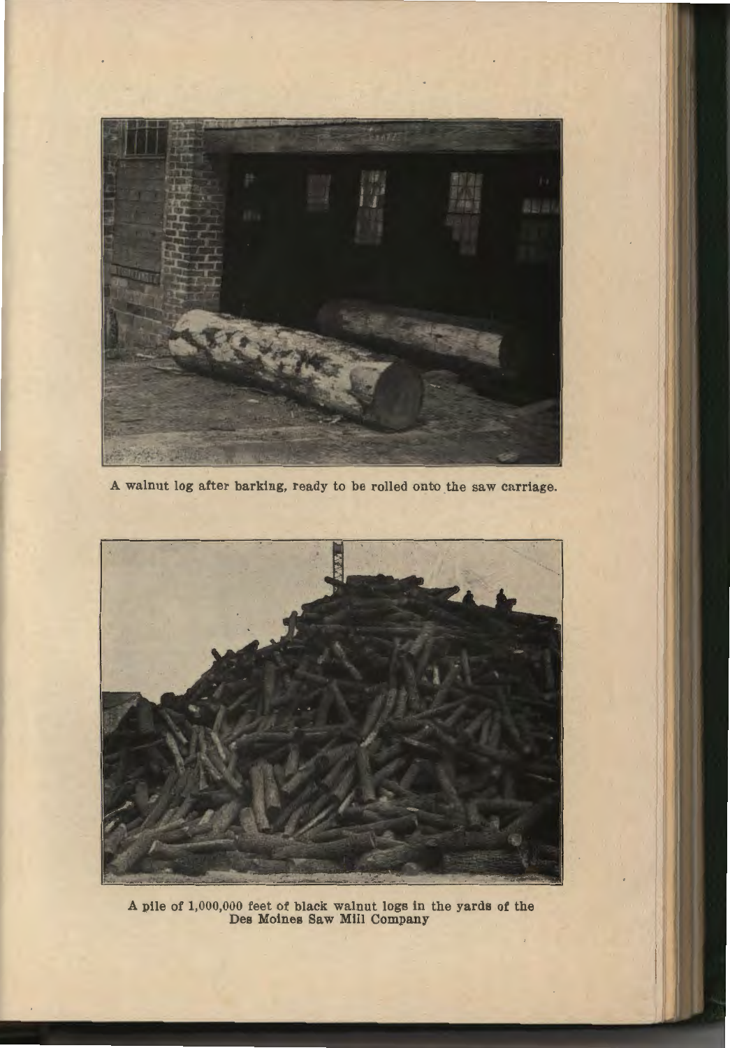A walnut log after barking, ready to be rolled onto the saw carriage.

A pile of 1,000,000 feet of black walnut logs in the yards of the Des Moines Saw Mill Company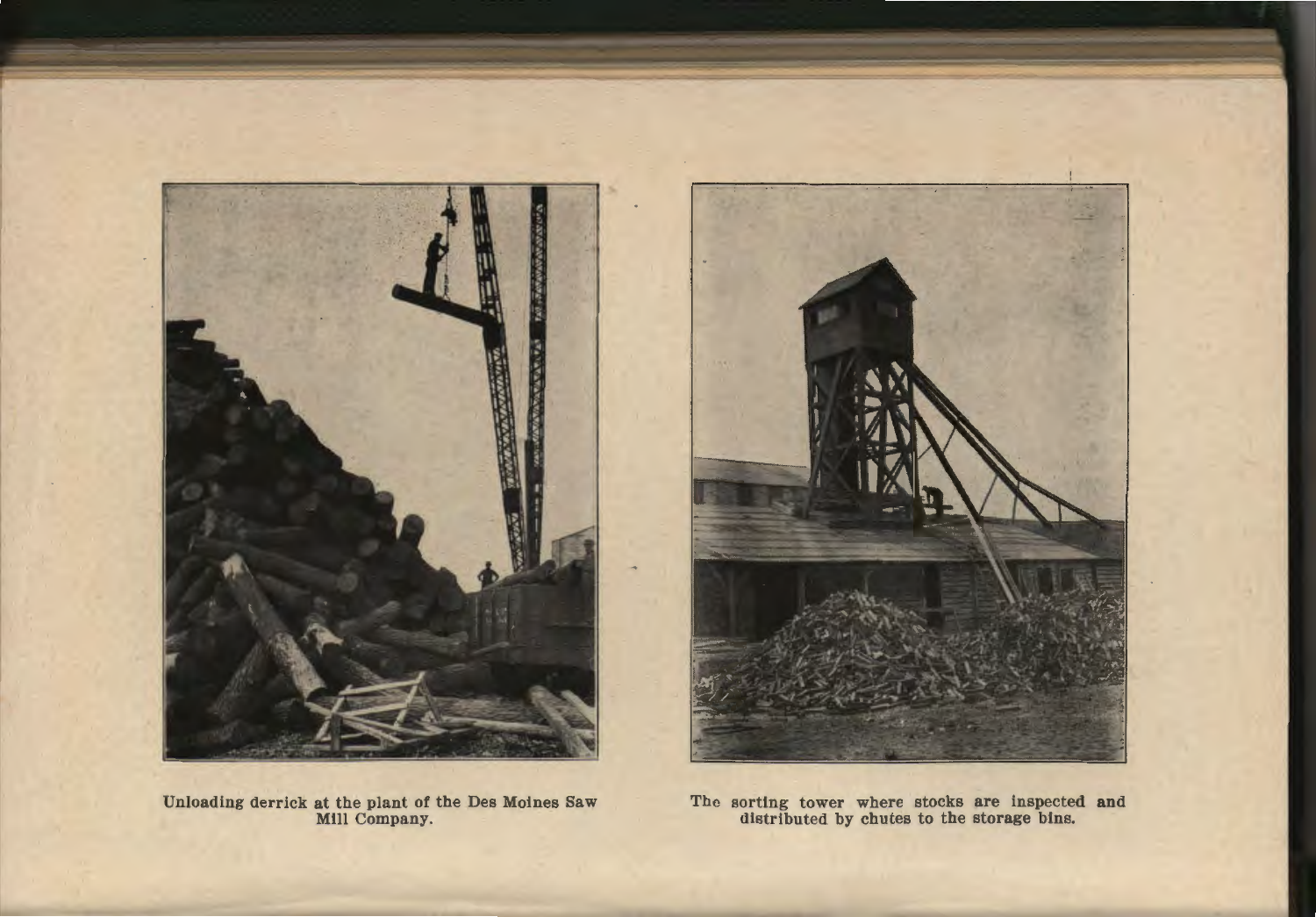Unloading derrick at the plant of the Des Moines Saw Mill Company.

The sorting tower where stocks are inspected and distributed by chutes to the storage bins.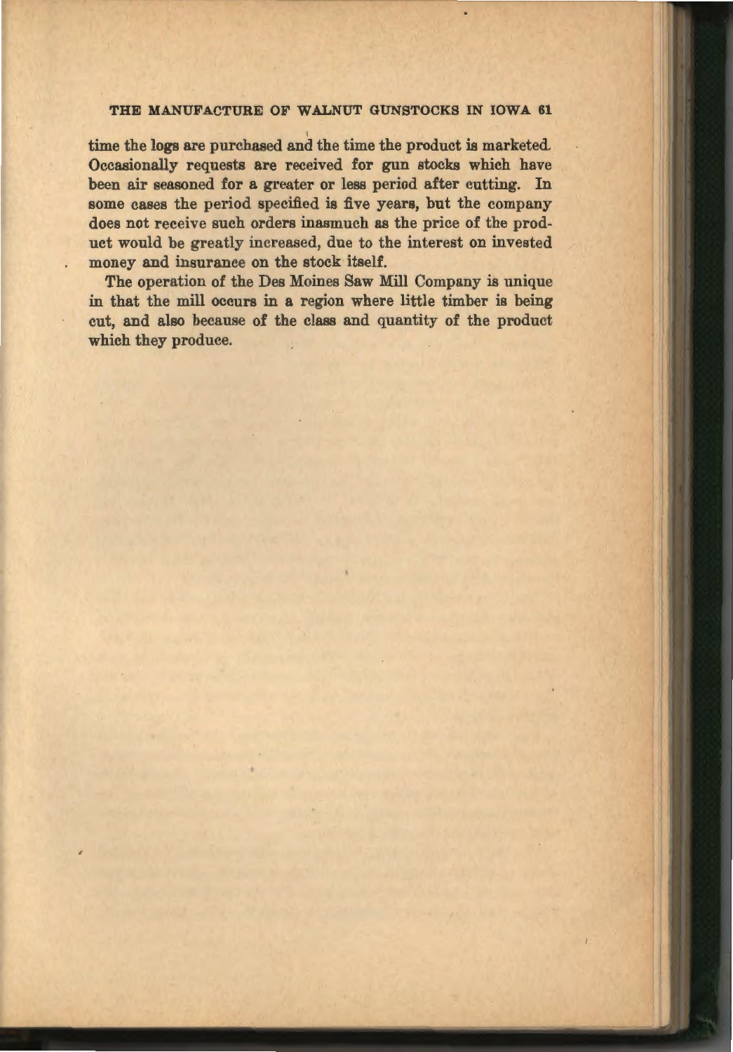time the logs are purchased and the time the product is marketed. Occasionally requests are received for gun stocks which have been air seasoned for a greater or less period after cutting. In some cases the period specified is five years, but the company does not receive such orders inasmuch as the price of the product would be greatly increased, due to the interest on invested money and insurance on the stock itself.

The operation of the Des Moines Saw Mill Company is unique in that the mill occurs in a region where little timber is being cut, and also because of the class and quantity of the product which they produce.